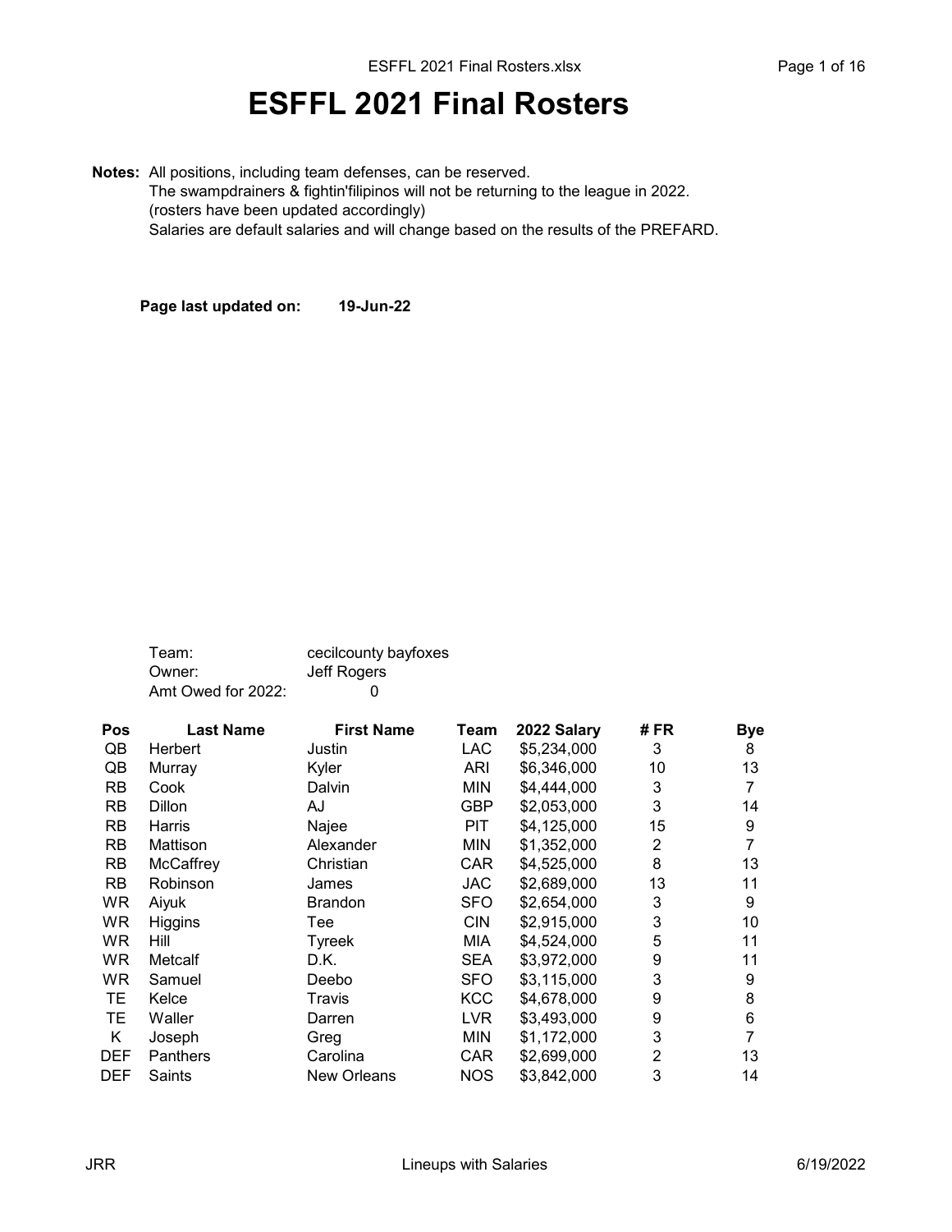# ESFFL 2021 Final Rosters

**Notes:** All positions, including team defenses, can be reserved.
The swampdrainers & fightin'filipinos will not be returning to the league in 2022.
(rosters have been updated accordingly)
Salaries are default salaries and will change based on the results of the PREFARD.

**Page last updated on:** **19-Jun-22**

Team: cecilcounty bayfoxes
Owner: Jeff Rogers
Amt Owed for 2022: 0

| Pos | Last Name | First Name | Team | 2022 Salary | # FR | Bye |
|---|---|---|---|---|---|---|
| QB | Herbert | Justin | LAC | $5,234,000 | 3 | 8 |
| QB | Murray | Kyler | ARI | $6,346,000 | 10 | 13 |
| RB | Cook | Dalvin | MIN | $4,444,000 | 3 | 7 |
| RB | Dillon | AJ | GBP | $2,053,000 | 3 | 14 |
| RB | Harris | Najee | PIT | $4,125,000 | 15 | 9 |
| RB | Mattison | Alexander | MIN | $1,352,000 | 2 | 7 |
| RB | McCaffrey | Christian | CAR | $4,525,000 | 8 | 13 |
| RB | Robinson | James | JAC | $2,689,000 | 13 | 11 |
| WR | Aiyuk | Brandon | SFO | $2,654,000 | 3 | 9 |
| WR | Higgins | Tee | CIN | $2,915,000 | 3 | 10 |
| WR | Hill | Tyreek | MIA | $4,524,000 | 5 | 11 |
| WR | Metcalf | D.K. | SEA | $3,972,000 | 9 | 11 |
| WR | Samuel | Deebo | SFO | $3,115,000 | 3 | 9 |
| TE | Kelce | Travis | KCC | $4,678,000 | 9 | 8 |
| TE | Waller | Darren | LVR | $3,493,000 | 9 | 6 |
| K | Joseph | Greg | MIN | $1,172,000 | 3 | 7 |
| DEF | Panthers | Carolina | CAR | $2,699,000 | 2 | 13 |
| DEF | Saints | New Orleans | NOS | $3,842,000 | 3 | 14 |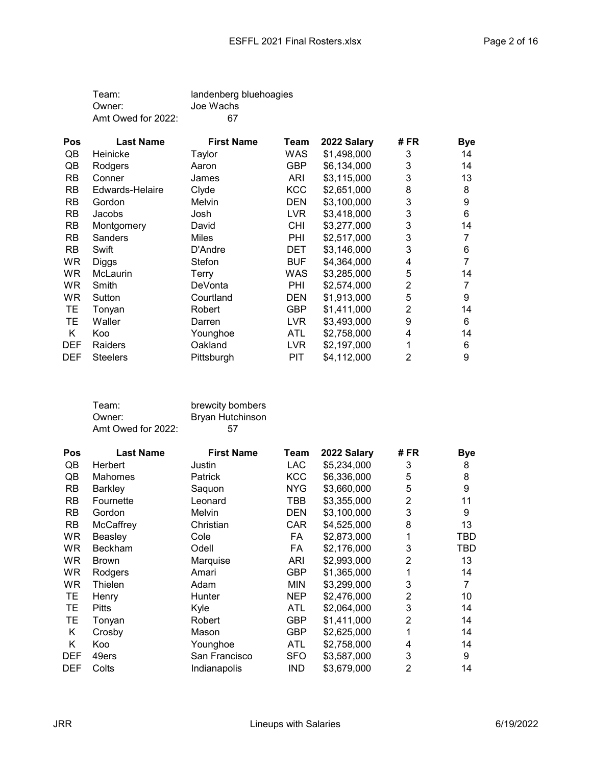Team: landenberg bluehoagies
Owner: Joe Wachs
Amt Owed for 2022: 67

| Pos | Last Name | First Name | Team | 2022 Salary | # FR | Bye |
|---|---|---|---|---|---|---|
| QB | Heinicke | Taylor | WAS | $1,498,000 | 3 | 14 |
| QB | Rodgers | Aaron | GBP | $6,134,000 | 3 | 14 |
| RB | Conner | James | ARI | $3,115,000 | 3 | 13 |
| RB | Edwards-Helaire | Clyde | KCC | $2,651,000 | 8 | 8 |
| RB | Gordon | Melvin | DEN | $3,100,000 | 3 | 9 |
| RB | Jacobs | Josh | LVR | $3,418,000 | 3 | 6 |
| RB | Montgomery | David | CHI | $3,277,000 | 3 | 14 |
| RB | Sanders | Miles | PHI | $2,517,000 | 3 | 7 |
| RB | Swift | D'Andre | DET | $3,146,000 | 3 | 6 |
| WR | Diggs | Stefon | BUF | $4,364,000 | 4 | 7 |
| WR | McLaurin | Terry | WAS | $3,285,000 | 5 | 14 |
| WR | Smith | DeVonta | PHI | $2,574,000 | 2 | 7 |
| WR | Sutton | Courtland | DEN | $1,913,000 | 5 | 9 |
| TE | Tonyan | Robert | GBP | $1,411,000 | 2 | 14 |
| TE | Waller | Darren | LVR | $3,493,000 | 9 | 6 |
| K | Koo | Younghoe | ATL | $2,758,000 | 4 | 14 |
| DEF | Raiders | Oakland | LVR | $2,197,000 | 1 | 6 |
| DEF | Steelers | Pittsburgh | PIT | $4,112,000 | 2 | 9 |

Team: brewcity bombers
Owner: Bryan Hutchinson
Amt Owed for 2022: 57

| Pos | Last Name | First Name | Team | 2022 Salary | # FR | Bye |
|---|---|---|---|---|---|---|
| QB | Herbert | Justin | LAC | $5,234,000 | 3 | 8 |
| QB | Mahomes | Patrick | KCC | $6,336,000 | 5 | 8 |
| RB | Barkley | Saquon | NYG | $3,660,000 | 5 | 9 |
| RB | Fournette | Leonard | TBB | $3,355,000 | 2 | 11 |
| RB | Gordon | Melvin | DEN | $3,100,000 | 3 | 9 |
| RB | McCaffrey | Christian | CAR | $4,525,000 | 8 | 13 |
| WR | Beasley | Cole | FA | $2,873,000 | 1 | TBD |
| WR | Beckham | Odell | FA | $2,176,000 | 3 | TBD |
| WR | Brown | Marquise | ARI | $2,993,000 | 2 | 13 |
| WR | Rodgers | Amari | GBP | $1,365,000 | 1 | 14 |
| WR | Thielen | Adam | MIN | $3,299,000 | 3 | 7 |
| TE | Henry | Hunter | NEP | $2,476,000 | 2 | 10 |
| TE | Pitts | Kyle | ATL | $2,064,000 | 3 | 14 |
| TE | Tonyan | Robert | GBP | $1,411,000 | 2 | 14 |
| K | Crosby | Mason | GBP | $2,625,000 | 1 | 14 |
| K | Koo | Younghoe | ATL | $2,758,000 | 4 | 14 |
| DEF | 49ers | San Francisco | SFO | $3,587,000 | 3 | 9 |
| DEF | Colts | Indianapolis | IND | $3,679,000 | 2 | 14 |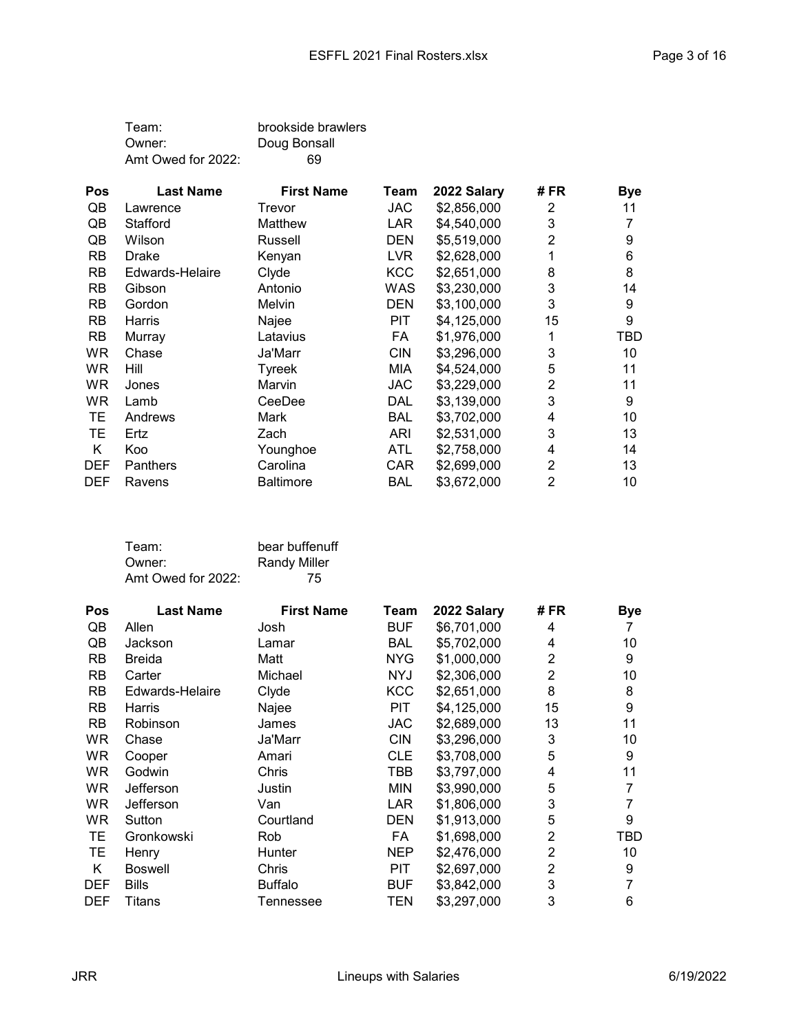Team: brookside brawlers
Owner: Doug Bonsall
Amt Owed for 2022: 69

| Pos | Last Name | First Name | Team | 2022 Salary | # FR | Bye |
|---|---|---|---|---|---|---|
| QB | Lawrence | Trevor | JAC | $2,856,000 | 2 | 11 |
| QB | Stafford | Matthew | LAR | $4,540,000 | 3 | 7 |
| QB | Wilson | Russell | DEN | $5,519,000 | 2 | 9 |
| RB | Drake | Kenyan | LVR | $2,628,000 | 1 | 6 |
| RB | Edwards-Helaire | Clyde | KCC | $2,651,000 | 8 | 8 |
| RB | Gibson | Antonio | WAS | $3,230,000 | 3 | 14 |
| RB | Gordon | Melvin | DEN | $3,100,000 | 3 | 9 |
| RB | Harris | Najee | PIT | $4,125,000 | 15 | 9 |
| RB | Murray | Latavius | FA | $1,976,000 | 1 | TBD |
| WR | Chase | Ja'Marr | CIN | $3,296,000 | 3 | 10 |
| WR | Hill | Tyreek | MIA | $4,524,000 | 5 | 11 |
| WR | Jones | Marvin | JAC | $3,229,000 | 2 | 11 |
| WR | Lamb | CeeDee | DAL | $3,139,000 | 3 | 9 |
| TE | Andrews | Mark | BAL | $3,702,000 | 4 | 10 |
| TE | Ertz | Zach | ARI | $2,531,000 | 3 | 13 |
| K | Koo | Younghoe | ATL | $2,758,000 | 4 | 14 |
| DEF | Panthers | Carolina | CAR | $2,699,000 | 2 | 13 |
| DEF | Ravens | Baltimore | BAL | $3,672,000 | 2 | 10 |

Team: bear buffenuff
Owner: Randy Miller
Amt Owed for 2022: 75

| Pos | Last Name | First Name | Team | 2022 Salary | # FR | Bye |
|---|---|---|---|---|---|---|
| QB | Allen | Josh | BUF | $6,701,000 | 4 | 7 |
| QB | Jackson | Lamar | BAL | $5,702,000 | 4 | 10 |
| RB | Breida | Matt | NYG | $1,000,000 | 2 | 9 |
| RB | Carter | Michael | NYJ | $2,306,000 | 2 | 10 |
| RB | Edwards-Helaire | Clyde | KCC | $2,651,000 | 8 | 8 |
| RB | Harris | Najee | PIT | $4,125,000 | 15 | 9 |
| RB | Robinson | James | JAC | $2,689,000 | 13 | 11 |
| WR | Chase | Ja'Marr | CIN | $3,296,000 | 3 | 10 |
| WR | Cooper | Amari | CLE | $3,708,000 | 5 | 9 |
| WR | Godwin | Chris | TBB | $3,797,000 | 4 | 11 |
| WR | Jefferson | Justin | MIN | $3,990,000 | 5 | 7 |
| WR | Jefferson | Van | LAR | $1,806,000 | 3 | 7 |
| WR | Sutton | Courtland | DEN | $1,913,000 | 5 | 9 |
| TE | Gronkowski | Rob | FA | $1,698,000 | 2 | TBD |
| TE | Henry | Hunter | NEP | $2,476,000 | 2 | 10 |
| K | Boswell | Chris | PIT | $2,697,000 | 2 | 9 |
| DEF | Bills | Buffalo | BUF | $3,842,000 | 3 | 7 |
| DEF | Titans | Tennessee | TEN | $3,297,000 | 3 | 6 |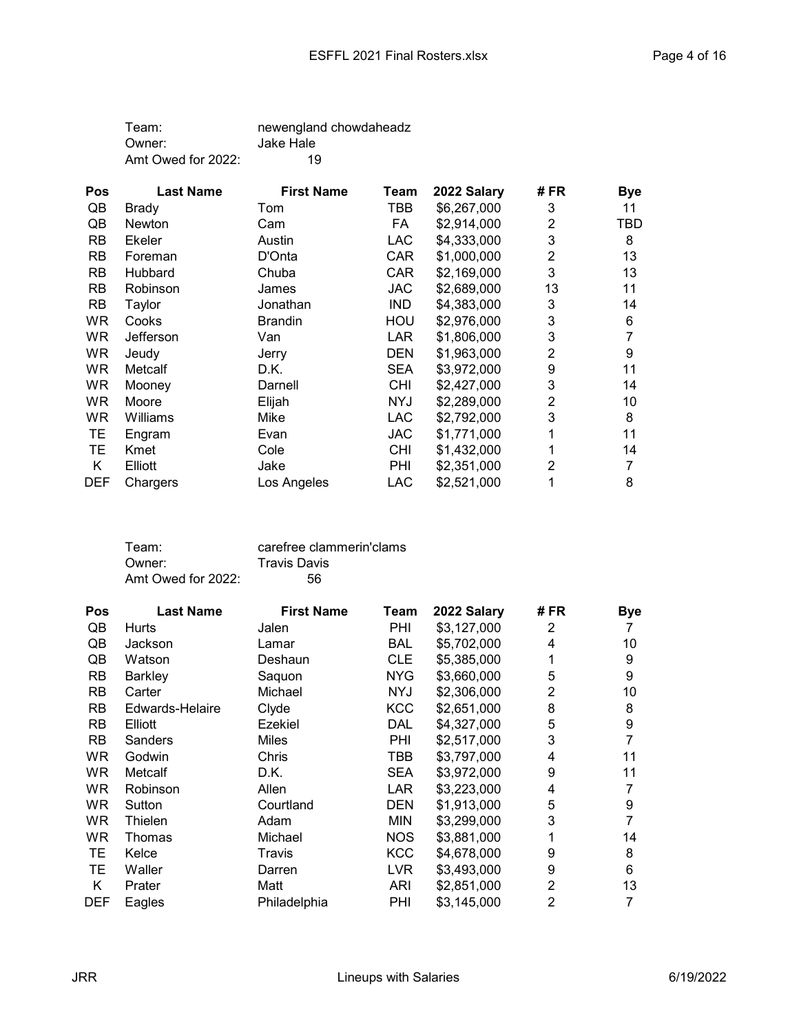Team: newengland chowdaheadz
Owner: Jake Hale
Amt Owed for 2022: 19

| Pos | Last Name | First Name | Team | 2022 Salary | # FR | Bye |
|---|---|---|---|---|---|---|
| QB | Brady | Tom | TBB | $6,267,000 | 3 | 11 |
| QB | Newton | Cam | FA | $2,914,000 | 2 | TBD |
| RB | Ekeler | Austin | LAC | $4,333,000 | 3 | 8 |
| RB | Foreman | D'Onta | CAR | $1,000,000 | 2 | 13 |
| RB | Hubbard | Chuba | CAR | $2,169,000 | 3 | 13 |
| RB | Robinson | James | JAC | $2,689,000 | 13 | 11 |
| RB | Taylor | Jonathan | IND | $4,383,000 | 3 | 14 |
| WR | Cooks | Brandin | HOU | $2,976,000 | 3 | 6 |
| WR | Jefferson | Van | LAR | $1,806,000 | 3 | 7 |
| WR | Jeudy | Jerry | DEN | $1,963,000 | 2 | 9 |
| WR | Metcalf | D.K. | SEA | $3,972,000 | 9 | 11 |
| WR | Mooney | Darnell | CHI | $2,427,000 | 3 | 14 |
| WR | Moore | Elijah | NYJ | $2,289,000 | 2 | 10 |
| WR | Williams | Mike | LAC | $2,792,000 | 3 | 8 |
| TE | Engram | Evan | JAC | $1,771,000 | 1 | 11 |
| TE | Kmet | Cole | CHI | $1,432,000 | 1 | 14 |
| K | Elliott | Jake | PHI | $2,351,000 | 2 | 7 |
| DEF | Chargers | Los Angeles | LAC | $2,521,000 | 1 | 8 |

Team: carefree clammerin'clams
Owner: Travis Davis
Amt Owed for 2022: 56

| Pos | Last Name | First Name | Team | 2022 Salary | # FR | Bye |
|---|---|---|---|---|---|---|
| QB | Hurts | Jalen | PHI | $3,127,000 | 2 | 7 |
| QB | Jackson | Lamar | BAL | $5,702,000 | 4 | 10 |
| QB | Watson | Deshaun | CLE | $5,385,000 | 1 | 9 |
| RB | Barkley | Saquon | NYG | $3,660,000 | 5 | 9 |
| RB | Carter | Michael | NYJ | $2,306,000 | 2 | 10 |
| RB | Edwards-Helaire | Clyde | KCC | $2,651,000 | 8 | 8 |
| RB | Elliott | Ezekiel | DAL | $4,327,000 | 5 | 9 |
| RB | Sanders | Miles | PHI | $2,517,000 | 3 | 7 |
| WR | Godwin | Chris | TBB | $3,797,000 | 4 | 11 |
| WR | Metcalf | D.K. | SEA | $3,972,000 | 9 | 11 |
| WR | Robinson | Allen | LAR | $3,223,000 | 4 | 7 |
| WR | Sutton | Courtland | DEN | $1,913,000 | 5 | 9 |
| WR | Thielen | Adam | MIN | $3,299,000 | 3 | 7 |
| WR | Thomas | Michael | NOS | $3,881,000 | 1 | 14 |
| TE | Kelce | Travis | KCC | $4,678,000 | 9 | 8 |
| TE | Waller | Darren | LVR | $3,493,000 | 9 | 6 |
| K | Prater | Matt | ARI | $2,851,000 | 2 | 13 |
| DEF | Eagles | Philadelphia | PHI | $3,145,000 | 2 | 7 |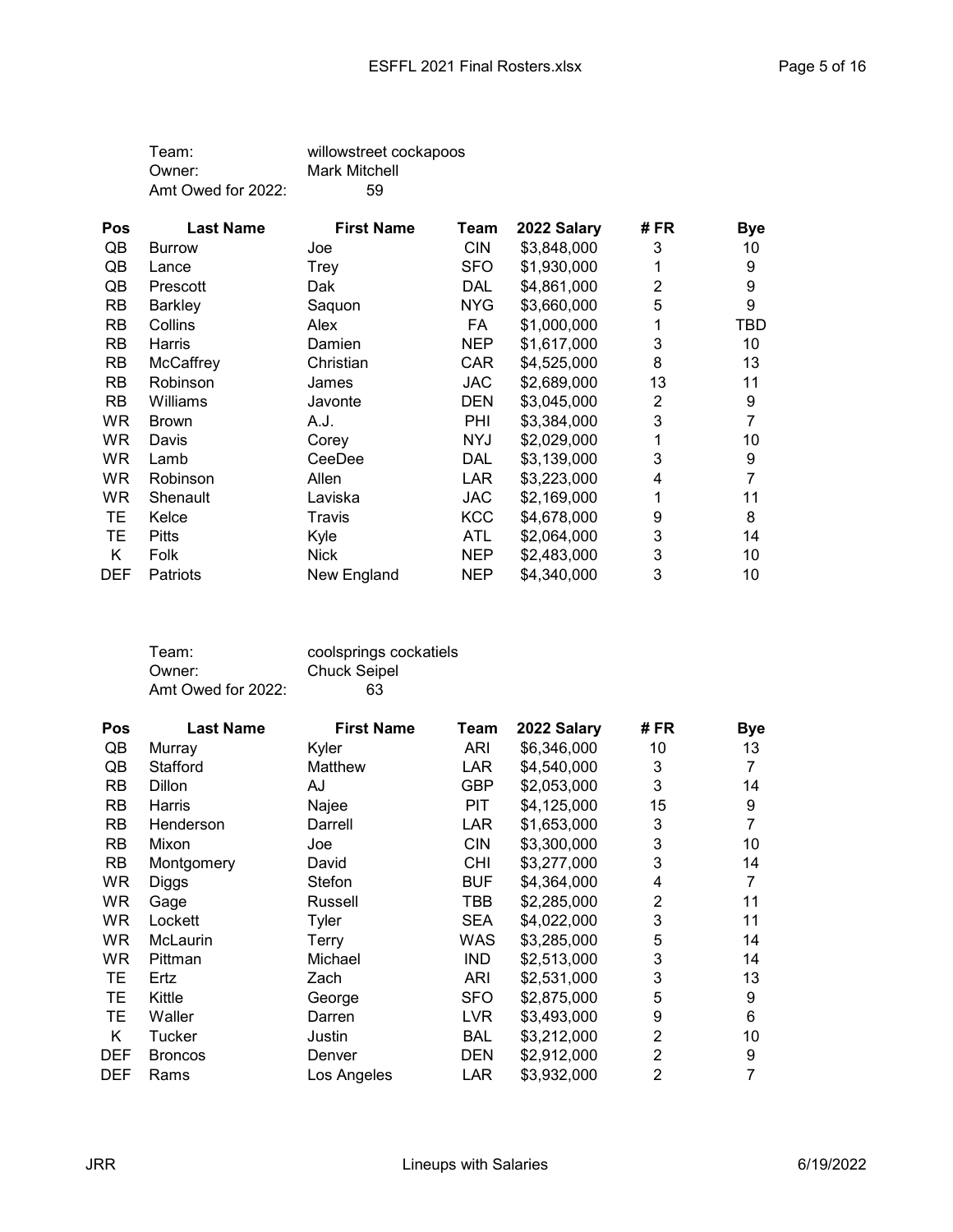Team: willowstreet cockapoos
Owner: Mark Mitchell
Amt Owed for 2022: 59

| Pos | Last Name | First Name | Team | 2022 Salary | # FR | Bye |
|---|---|---|---|---|---|---|
| QB | Burrow | Joe | CIN | $3,848,000 | 3 | 10 |
| QB | Lance | Trey | SFO | $1,930,000 | 1 | 9 |
| QB | Prescott | Dak | DAL | $4,861,000 | 2 | 9 |
| RB | Barkley | Saquon | NYG | $3,660,000 | 5 | 9 |
| RB | Collins | Alex | FA | $1,000,000 | 1 | TBD |
| RB | Harris | Damien | NEP | $1,617,000 | 3 | 10 |
| RB | McCaffrey | Christian | CAR | $4,525,000 | 8 | 13 |
| RB | Robinson | James | JAC | $2,689,000 | 13 | 11 |
| RB | Williams | Javonte | DEN | $3,045,000 | 2 | 9 |
| WR | Brown | A.J. | PHI | $3,384,000 | 3 | 7 |
| WR | Davis | Corey | NYJ | $2,029,000 | 1 | 10 |
| WR | Lamb | CeeDee | DAL | $3,139,000 | 3 | 9 |
| WR | Robinson | Allen | LAR | $3,223,000 | 4 | 7 |
| WR | Shenault | Laviska | JAC | $2,169,000 | 1 | 11 |
| TE | Kelce | Travis | KCC | $4,678,000 | 9 | 8 |
| TE | Pitts | Kyle | ATL | $2,064,000 | 3 | 14 |
| K | Folk | Nick | NEP | $2,483,000 | 3 | 10 |
| DEF | Patriots | New England | NEP | $4,340,000 | 3 | 10 |

Team: coolsprings cockatiels
Owner: Chuck Seipel
Amt Owed for 2022: 63

| Pos | Last Name | First Name | Team | 2022 Salary | # FR | Bye |
|---|---|---|---|---|---|---|
| QB | Murray | Kyler | ARI | $6,346,000 | 10 | 13 |
| QB | Stafford | Matthew | LAR | $4,540,000 | 3 | 7 |
| RB | Dillon | AJ | GBP | $2,053,000 | 3 | 14 |
| RB | Harris | Najee | PIT | $4,125,000 | 15 | 9 |
| RB | Henderson | Darrell | LAR | $1,653,000 | 3 | 7 |
| RB | Mixon | Joe | CIN | $3,300,000 | 3 | 10 |
| RB | Montgomery | David | CHI | $3,277,000 | 3 | 14 |
| WR | Diggs | Stefon | BUF | $4,364,000 | 4 | 7 |
| WR | Gage | Russell | TBB | $2,285,000 | 2 | 11 |
| WR | Lockett | Tyler | SEA | $4,022,000 | 3 | 11 |
| WR | McLaurin | Terry | WAS | $3,285,000 | 5 | 14 |
| WR | Pittman | Michael | IND | $2,513,000 | 3 | 14 |
| TE | Ertz | Zach | ARI | $2,531,000 | 3 | 13 |
| TE | Kittle | George | SFO | $2,875,000 | 5 | 9 |
| TE | Waller | Darren | LVR | $3,493,000 | 9 | 6 |
| K | Tucker | Justin | BAL | $3,212,000 | 2 | 10 |
| DEF | Broncos | Denver | DEN | $2,912,000 | 2 | 9 |
| DEF | Rams | Los Angeles | LAR | $3,932,000 | 2 | 7 |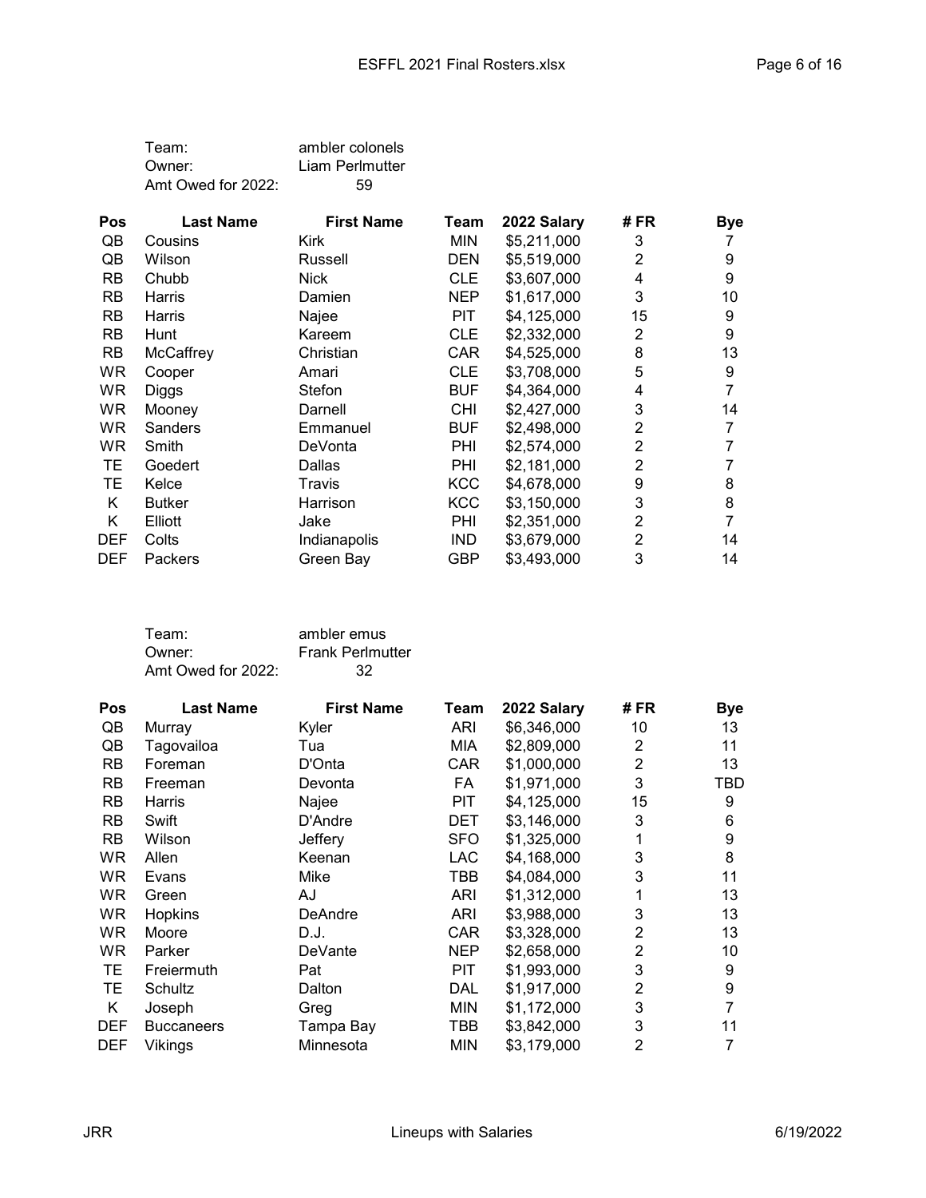Team: ambler colonels
Owner: Liam Perlmutter
Amt Owed for 2022: 59

| Pos | Last Name | First Name | Team | 2022 Salary | # FR | Bye |
|---|---|---|---|---|---|---|
| QB | Cousins | Kirk | MIN | $5,211,000 | 3 | 7 |
| QB | Wilson | Russell | DEN | $5,519,000 | 2 | 9 |
| RB | Chubb | Nick | CLE | $3,607,000 | 4 | 9 |
| RB | Harris | Damien | NEP | $1,617,000 | 3 | 10 |
| RB | Harris | Najee | PIT | $4,125,000 | 15 | 9 |
| RB | Hunt | Kareem | CLE | $2,332,000 | 2 | 9 |
| RB | McCaffrey | Christian | CAR | $4,525,000 | 8 | 13 |
| WR | Cooper | Amari | CLE | $3,708,000 | 5 | 9 |
| WR | Diggs | Stefon | BUF | $4,364,000 | 4 | 7 |
| WR | Mooney | Darnell | CHI | $2,427,000 | 3 | 14 |
| WR | Sanders | Emmanuel | BUF | $2,498,000 | 2 | 7 |
| WR | Smith | DeVonta | PHI | $2,574,000 | 2 | 7 |
| TE | Goedert | Dallas | PHI | $2,181,000 | 2 | 7 |
| TE | Kelce | Travis | KCC | $4,678,000 | 9 | 8 |
| K | Butker | Harrison | KCC | $3,150,000 | 3 | 8 |
| K | Elliott | Jake | PHI | $2,351,000 | 2 | 7 |
| DEF | Colts | Indianapolis | IND | $3,679,000 | 2 | 14 |
| DEF | Packers | Green Bay | GBP | $3,493,000 | 3 | 14 |

Team: ambler emus
Owner: Frank Perlmutter
Amt Owed for 2022: 32

| Pos | Last Name | First Name | Team | 2022 Salary | # FR | Bye |
|---|---|---|---|---|---|---|
| QB | Murray | Kyler | ARI | $6,346,000 | 10 | 13 |
| QB | Tagovailoa | Tua | MIA | $2,809,000 | 2 | 11 |
| RB | Foreman | D'Onta | CAR | $1,000,000 | 2 | 13 |
| RB | Freeman | Devonta | FA | $1,971,000 | 3 | TBD |
| RB | Harris | Najee | PIT | $4,125,000 | 15 | 9 |
| RB | Swift | D'Andre | DET | $3,146,000 | 3 | 6 |
| RB | Wilson | Jeffery | SFO | $1,325,000 | 1 | 9 |
| WR | Allen | Keenan | LAC | $4,168,000 | 3 | 8 |
| WR | Evans | Mike | TBB | $4,084,000 | 3 | 11 |
| WR | Green | AJ | ARI | $1,312,000 | 1 | 13 |
| WR | Hopkins | DeAndre | ARI | $3,988,000 | 3 | 13 |
| WR | Moore | D.J. | CAR | $3,328,000 | 2 | 13 |
| WR | Parker | DeVante | NEP | $2,658,000 | 2 | 10 |
| TE | Freiermuth | Pat | PIT | $1,993,000 | 3 | 9 |
| TE | Schultz | Dalton | DAL | $1,917,000 | 2 | 9 |
| K | Joseph | Greg | MIN | $1,172,000 | 3 | 7 |
| DEF | Buccaneers | Tampa Bay | TBB | $3,842,000 | 3 | 11 |
| DEF | Vikings | Minnesota | MIN | $3,179,000 | 2 | 7 |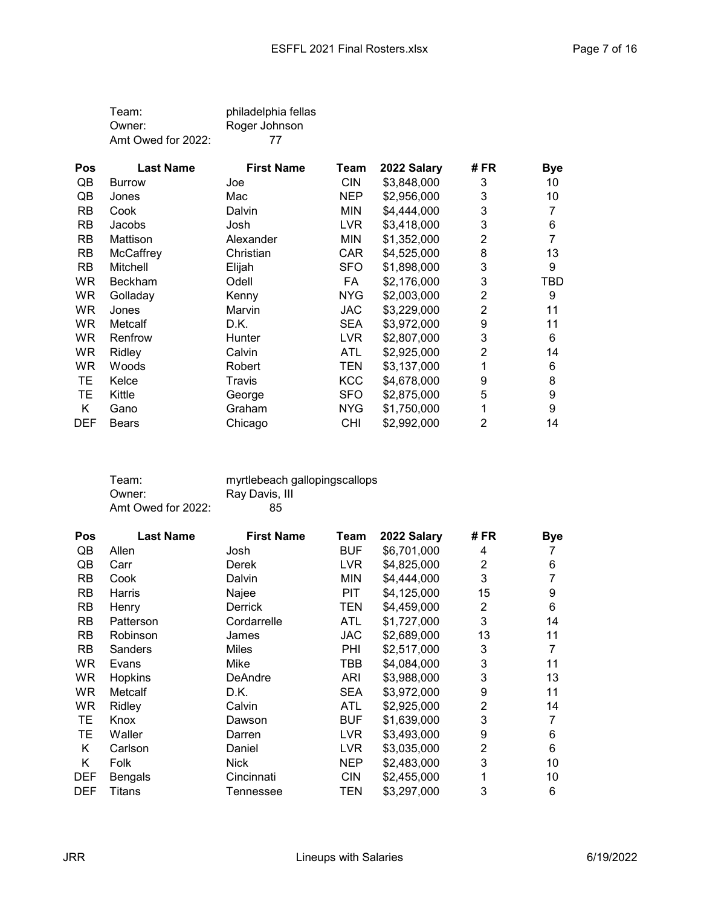Team: philadelphia fellas
Owner: Roger Johnson
Amt Owed for 2022: 77

| Pos | Last Name | First Name | Team | 2022 Salary | # FR | Bye |
|---|---|---|---|---|---|---|
| QB | Burrow | Joe | CIN | $3,848,000 | 3 | 10 |
| QB | Jones | Mac | NEP | $2,956,000 | 3 | 10 |
| RB | Cook | Dalvin | MIN | $4,444,000 | 3 | 7 |
| RB | Jacobs | Josh | LVR | $3,418,000 | 3 | 6 |
| RB | Mattison | Alexander | MIN | $1,352,000 | 2 | 7 |
| RB | McCaffrey | Christian | CAR | $4,525,000 | 8 | 13 |
| RB | Mitchell | Elijah | SFO | $1,898,000 | 3 | 9 |
| WR | Beckham | Odell | FA | $2,176,000 | 3 | TBD |
| WR | Golladay | Kenny | NYG | $2,003,000 | 2 | 9 |
| WR | Jones | Marvin | JAC | $3,229,000 | 2 | 11 |
| WR | Metcalf | D.K. | SEA | $3,972,000 | 9 | 11 |
| WR | Renfrow | Hunter | LVR | $2,807,000 | 3 | 6 |
| WR | Ridley | Calvin | ATL | $2,925,000 | 2 | 14 |
| WR | Woods | Robert | TEN | $3,137,000 | 1 | 6 |
| TE | Kelce | Travis | KCC | $4,678,000 | 9 | 8 |
| TE | Kittle | George | SFO | $2,875,000 | 5 | 9 |
| K | Gano | Graham | NYG | $1,750,000 | 1 | 9 |
| DEF | Bears | Chicago | CHI | $2,992,000 | 2 | 14 |

Team: myrtlebeach gallopingscallops
Owner: Ray Davis, III
Amt Owed for 2022: 85

| Pos | Last Name | First Name | Team | 2022 Salary | # FR | Bye |
|---|---|---|---|---|---|---|
| QB | Allen | Josh | BUF | $6,701,000 | 4 | 7 |
| QB | Carr | Derek | LVR | $4,825,000 | 2 | 6 |
| RB | Cook | Dalvin | MIN | $4,444,000 | 3 | 7 |
| RB | Harris | Najee | PIT | $4,125,000 | 15 | 9 |
| RB | Henry | Derrick | TEN | $4,459,000 | 2 | 6 |
| RB | Patterson | Cordarrelle | ATL | $1,727,000 | 3 | 14 |
| RB | Robinson | James | JAC | $2,689,000 | 13 | 11 |
| RB | Sanders | Miles | PHI | $2,517,000 | 3 | 7 |
| WR | Evans | Mike | TBB | $4,084,000 | 3 | 11 |
| WR | Hopkins | DeAndre | ARI | $3,988,000 | 3 | 13 |
| WR | Metcalf | D.K. | SEA | $3,972,000 | 9 | 11 |
| WR | Ridley | Calvin | ATL | $2,925,000 | 2 | 14 |
| TE | Knox | Dawson | BUF | $1,639,000 | 3 | 7 |
| TE | Waller | Darren | LVR | $3,493,000 | 9 | 6 |
| K | Carlson | Daniel | LVR | $3,035,000 | 2 | 6 |
| K | Folk | Nick | NEP | $2,483,000 | 3 | 10 |
| DEF | Bengals | Cincinnati | CIN | $2,455,000 | 1 | 10 |
| DEF | Titans | Tennessee | TEN | $3,297,000 | 3 | 6 |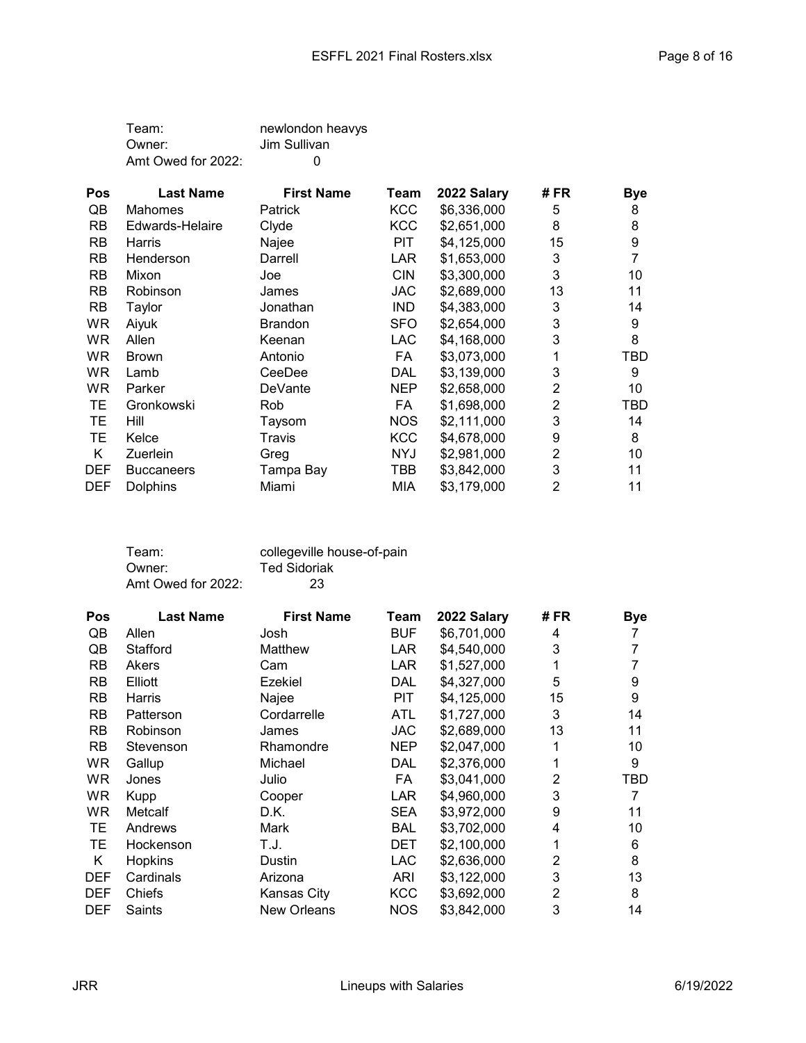Team: newlondon heavys
Owner: Jim Sullivan
Amt Owed for 2022: 0

| Pos | Last Name | First Name | Team | 2022 Salary | # FR | Bye |
|---|---|---|---|---|---|---|
| QB | Mahomes | Patrick | KCC | $6,336,000 | 5 | 8 |
| RB | Edwards-Helaire | Clyde | KCC | $2,651,000 | 8 | 8 |
| RB | Harris | Najee | PIT | $4,125,000 | 15 | 9 |
| RB | Henderson | Darrell | LAR | $1,653,000 | 3 | 7 |
| RB | Mixon | Joe | CIN | $3,300,000 | 3 | 10 |
| RB | Robinson | James | JAC | $2,689,000 | 13 | 11 |
| RB | Taylor | Jonathan | IND | $4,383,000 | 3 | 14 |
| WR | Aiyuk | Brandon | SFO | $2,654,000 | 3 | 9 |
| WR | Allen | Keenan | LAC | $4,168,000 | 3 | 8 |
| WR | Brown | Antonio | FA | $3,073,000 | 1 | TBD |
| WR | Lamb | CeeDee | DAL | $3,139,000 | 3 | 9 |
| WR | Parker | DeVante | NEP | $2,658,000 | 2 | 10 |
| TE | Gronkowski | Rob | FA | $1,698,000 | 2 | TBD |
| TE | Hill | Taysom | NOS | $2,111,000 | 3 | 14 |
| TE | Kelce | Travis | KCC | $4,678,000 | 9 | 8 |
| K | Zuerlein | Greg | NYJ | $2,981,000 | 2 | 10 |
| DEF | Buccaneers | Tampa Bay | TBB | $3,842,000 | 3 | 11 |
| DEF | Dolphins | Miami | MIA | $3,179,000 | 2 | 11 |

Team: collegeville house-of-pain
Owner: Ted Sidoriak
Amt Owed for 2022: 23

| Pos | Last Name | First Name | Team | 2022 Salary | # FR | Bye |
|---|---|---|---|---|---|---|
| QB | Allen | Josh | BUF | $6,701,000 | 4 | 7 |
| QB | Stafford | Matthew | LAR | $4,540,000 | 3 | 7 |
| RB | Akers | Cam | LAR | $1,527,000 | 1 | 7 |
| RB | Elliott | Ezekiel | DAL | $4,327,000 | 5 | 9 |
| RB | Harris | Najee | PIT | $4,125,000 | 15 | 9 |
| RB | Patterson | Cordarrelle | ATL | $1,727,000 | 3 | 14 |
| RB | Robinson | James | JAC | $2,689,000 | 13 | 11 |
| RB | Stevenson | Rhamondre | NEP | $2,047,000 | 1 | 10 |
| WR | Gallup | Michael | DAL | $2,376,000 | 1 | 9 |
| WR | Jones | Julio | FA | $3,041,000 | 2 | TBD |
| WR | Kupp | Cooper | LAR | $4,960,000 | 3 | 7 |
| WR | Metcalf | D.K. | SEA | $3,972,000 | 9 | 11 |
| TE | Andrews | Mark | BAL | $3,702,000 | 4 | 10 |
| TE | Hockenson | T.J. | DET | $2,100,000 | 1 | 6 |
| K | Hopkins | Dustin | LAC | $2,636,000 | 2 | 8 |
| DEF | Cardinals | Arizona | ARI | $3,122,000 | 3 | 13 |
| DEF | Chiefs | Kansas City | KCC | $3,692,000 | 2 | 8 |
| DEF | Saints | New Orleans | NOS | $3,842,000 | 3 | 14 |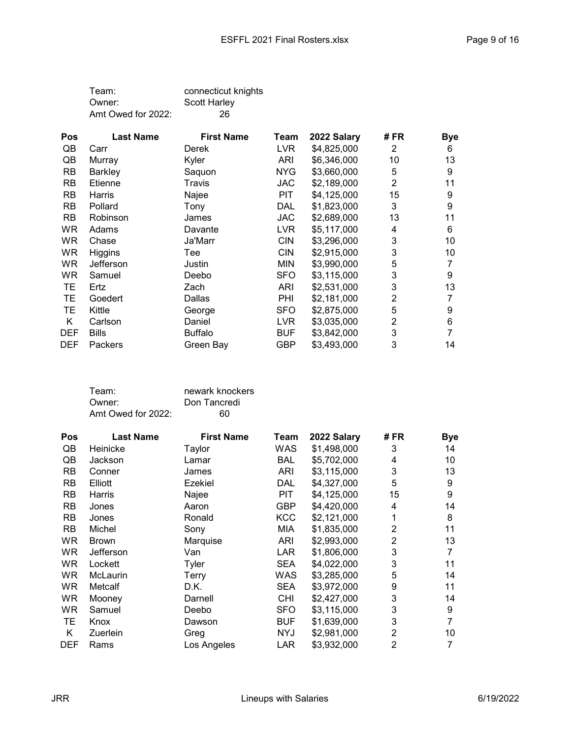Team: connecticut knights
Owner: Scott Harley
Amt Owed for 2022: 26

| Pos | Last Name | First Name | Team | 2022 Salary | # FR | Bye |
|---|---|---|---|---|---|---|
| QB | Carr | Derek | LVR | $4,825,000 | 2 | 6 |
| QB | Murray | Kyler | ARI | $6,346,000 | 10 | 13 |
| RB | Barkley | Saquon | NYG | $3,660,000 | 5 | 9 |
| RB | Etienne | Travis | JAC | $2,189,000 | 2 | 11 |
| RB | Harris | Najee | PIT | $4,125,000 | 15 | 9 |
| RB | Pollard | Tony | DAL | $1,823,000 | 3 | 9 |
| RB | Robinson | James | JAC | $2,689,000 | 13 | 11 |
| WR | Adams | Davante | LVR | $5,117,000 | 4 | 6 |
| WR | Chase | Ja'Marr | CIN | $3,296,000 | 3 | 10 |
| WR | Higgins | Tee | CIN | $2,915,000 | 3 | 10 |
| WR | Jefferson | Justin | MIN | $3,990,000 | 5 | 7 |
| WR | Samuel | Deebo | SFO | $3,115,000 | 3 | 9 |
| TE | Ertz | Zach | ARI | $2,531,000 | 3 | 13 |
| TE | Goedert | Dallas | PHI | $2,181,000 | 2 | 7 |
| TE | Kittle | George | SFO | $2,875,000 | 5 | 9 |
| K | Carlson | Daniel | LVR | $3,035,000 | 2 | 6 |
| DEF | Bills | Buffalo | BUF | $3,842,000 | 3 | 7 |
| DEF | Packers | Green Bay | GBP | $3,493,000 | 3 | 14 |

Team: newark knockers
Owner: Don Tancredi
Amt Owed for 2022: 60

| Pos | Last Name | First Name | Team | 2022 Salary | # FR | Bye |
|---|---|---|---|---|---|---|
| QB | Heinicke | Taylor | WAS | $1,498,000 | 3 | 14 |
| QB | Jackson | Lamar | BAL | $5,702,000 | 4 | 10 |
| RB | Conner | James | ARI | $3,115,000 | 3 | 13 |
| RB | Elliott | Ezekiel | DAL | $4,327,000 | 5 | 9 |
| RB | Harris | Najee | PIT | $4,125,000 | 15 | 9 |
| RB | Jones | Aaron | GBP | $4,420,000 | 4 | 14 |
| RB | Jones | Ronald | KCC | $2,121,000 | 1 | 8 |
| RB | Michel | Sony | MIA | $1,835,000 | 2 | 11 |
| WR | Brown | Marquise | ARI | $2,993,000 | 2 | 13 |
| WR | Jefferson | Van | LAR | $1,806,000 | 3 | 7 |
| WR | Lockett | Tyler | SEA | $4,022,000 | 3 | 11 |
| WR | McLaurin | Terry | WAS | $3,285,000 | 5 | 14 |
| WR | Metcalf | D.K. | SEA | $3,972,000 | 9 | 11 |
| WR | Mooney | Darnell | CHI | $2,427,000 | 3 | 14 |
| WR | Samuel | Deebo | SFO | $3,115,000 | 3 | 9 |
| TE | Knox | Dawson | BUF | $1,639,000 | 3 | 7 |
| K | Zuerlein | Greg | NYJ | $2,981,000 | 2 | 10 |
| DEF | Rams | Los Angeles | LAR | $3,932,000 | 2 | 7 |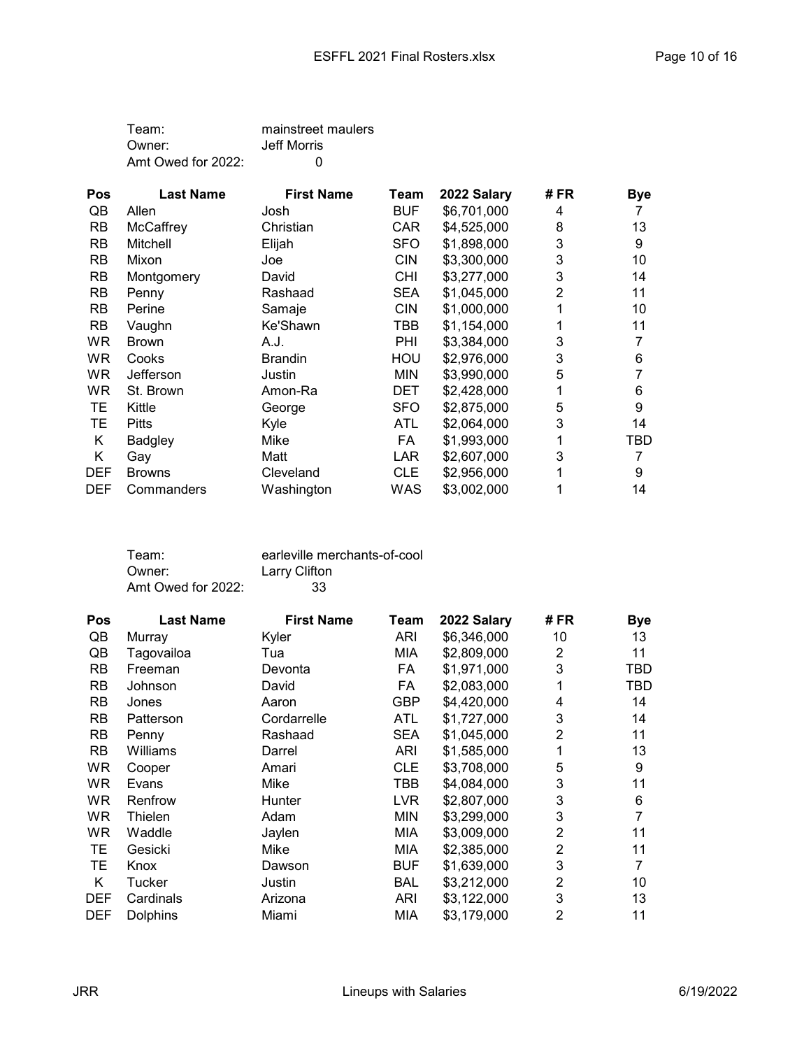Team: mainstreet maulers
Owner: Jeff Morris
Amt Owed for 2022: 0

| Pos | Last Name | First Name | Team | 2022 Salary | # FR | Bye |
|---|---|---|---|---|---|---|
| QB | Allen | Josh | BUF | $6,701,000 | 4 | 7 |
| RB | McCaffrey | Christian | CAR | $4,525,000 | 8 | 13 |
| RB | Mitchell | Elijah | SFO | $1,898,000 | 3 | 9 |
| RB | Mixon | Joe | CIN | $3,300,000 | 3 | 10 |
| RB | Montgomery | David | CHI | $3,277,000 | 3 | 14 |
| RB | Penny | Rashaad | SEA | $1,045,000 | 2 | 11 |
| RB | Perine | Samaje | CIN | $1,000,000 | 1 | 10 |
| RB | Vaughn | Ke'Shawn | TBB | $1,154,000 | 1 | 11 |
| WR | Brown | A.J. | PHI | $3,384,000 | 3 | 7 |
| WR | Cooks | Brandin | HOU | $2,976,000 | 3 | 6 |
| WR | Jefferson | Justin | MIN | $3,990,000 | 5 | 7 |
| WR | St. Brown | Amon-Ra | DET | $2,428,000 | 1 | 6 |
| TE | Kittle | George | SFO | $2,875,000 | 5 | 9 |
| TE | Pitts | Kyle | ATL | $2,064,000 | 3 | 14 |
| K | Badgley | Mike | FA | $1,993,000 | 1 | TBD |
| K | Gay | Matt | LAR | $2,607,000 | 3 | 7 |
| DEF | Browns | Cleveland | CLE | $2,956,000 | 1 | 9 |
| DEF | Commanders | Washington | WAS | $3,002,000 | 1 | 14 |

Team: earleville merchants-of-cool
Owner: Larry Clifton
Amt Owed for 2022: 33

| Pos | Last Name | First Name | Team | 2022 Salary | # FR | Bye |
|---|---|---|---|---|---|---|
| QB | Murray | Kyler | ARI | $6,346,000 | 10 | 13 |
| QB | Tagovailoa | Tua | MIA | $2,809,000 | 2 | 11 |
| RB | Freeman | Devonta | FA | $1,971,000 | 3 | TBD |
| RB | Johnson | David | FA | $2,083,000 | 1 | TBD |
| RB | Jones | Aaron | GBP | $4,420,000 | 4 | 14 |
| RB | Patterson | Cordarrelle | ATL | $1,727,000 | 3 | 14 |
| RB | Penny | Rashaad | SEA | $1,045,000 | 2 | 11 |
| RB | Williams | Darrel | ARI | $1,585,000 | 1 | 13 |
| WR | Cooper | Amari | CLE | $3,708,000 | 5 | 9 |
| WR | Evans | Mike | TBB | $4,084,000 | 3 | 11 |
| WR | Renfrow | Hunter | LVR | $2,807,000 | 3 | 6 |
| WR | Thielen | Adam | MIN | $3,299,000 | 3 | 7 |
| WR | Waddle | Jaylen | MIA | $3,009,000 | 2 | 11 |
| TE | Gesicki | Mike | MIA | $2,385,000 | 2 | 11 |
| TE | Knox | Dawson | BUF | $1,639,000 | 3 | 7 |
| K | Tucker | Justin | BAL | $3,212,000 | 2 | 10 |
| DEF | Cardinals | Arizona | ARI | $3,122,000 | 3 | 13 |
| DEF | Dolphins | Miami | MIA | $3,179,000 | 2 | 11 |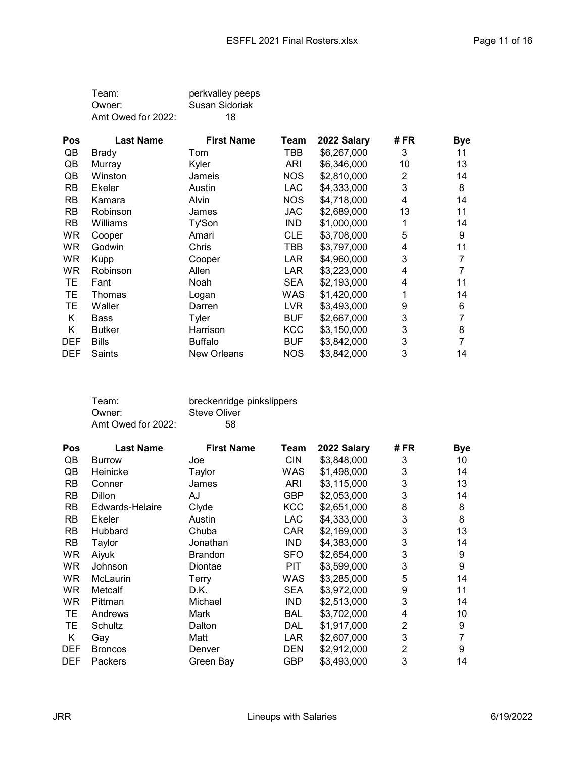Team: perkvalley peeps
Owner: Susan Sidoriak
Amt Owed for 2022: 18

| Pos | Last Name | First Name | Team | 2022 Salary | # FR | Bye |
|---|---|---|---|---|---|---|
| QB | Brady | Tom | TBB | $6,267,000 | 3 | 11 |
| QB | Murray | Kyler | ARI | $6,346,000 | 10 | 13 |
| QB | Winston | Jameis | NOS | $2,810,000 | 2 | 14 |
| RB | Ekeler | Austin | LAC | $4,333,000 | 3 | 8 |
| RB | Kamara | Alvin | NOS | $4,718,000 | 4 | 14 |
| RB | Robinson | James | JAC | $2,689,000 | 13 | 11 |
| RB | Williams | Ty'Son | IND | $1,000,000 | 1 | 14 |
| WR | Cooper | Amari | CLE | $3,708,000 | 5 | 9 |
| WR | Godwin | Chris | TBB | $3,797,000 | 4 | 11 |
| WR | Kupp | Cooper | LAR | $4,960,000 | 3 | 7 |
| WR | Robinson | Allen | LAR | $3,223,000 | 4 | 7 |
| TE | Fant | Noah | SEA | $2,193,000 | 4 | 11 |
| TE | Thomas | Logan | WAS | $1,420,000 | 1 | 14 |
| TE | Waller | Darren | LVR | $3,493,000 | 9 | 6 |
| K | Bass | Tyler | BUF | $2,667,000 | 3 | 7 |
| K | Butker | Harrison | KCC | $3,150,000 | 3 | 8 |
| DEF | Bills | Buffalo | BUF | $3,842,000 | 3 | 7 |
| DEF | Saints | New Orleans | NOS | $3,842,000 | 3 | 14 |

Team: breckenridge pinkslippers
Owner: Steve Oliver
Amt Owed for 2022: 58

| Pos | Last Name | First Name | Team | 2022 Salary | # FR | Bye |
|---|---|---|---|---|---|---|
| QB | Burrow | Joe | CIN | $3,848,000 | 3 | 10 |
| QB | Heinicke | Taylor | WAS | $1,498,000 | 3 | 14 |
| RB | Conner | James | ARI | $3,115,000 | 3 | 13 |
| RB | Dillon | AJ | GBP | $2,053,000 | 3 | 14 |
| RB | Edwards-Helaire | Clyde | KCC | $2,651,000 | 8 | 8 |
| RB | Ekeler | Austin | LAC | $4,333,000 | 3 | 8 |
| RB | Hubbard | Chuba | CAR | $2,169,000 | 3 | 13 |
| RB | Taylor | Jonathan | IND | $4,383,000 | 3 | 14 |
| WR | Aiyuk | Brandon | SFO | $2,654,000 | 3 | 9 |
| WR | Johnson | Diontae | PIT | $3,599,000 | 3 | 9 |
| WR | McLaurin | Terry | WAS | $3,285,000 | 5 | 14 |
| WR | Metcalf | D.K. | SEA | $3,972,000 | 9 | 11 |
| WR | Pittman | Michael | IND | $2,513,000 | 3 | 14 |
| TE | Andrews | Mark | BAL | $3,702,000 | 4 | 10 |
| TE | Schultz | Dalton | DAL | $1,917,000 | 2 | 9 |
| K | Gay | Matt | LAR | $2,607,000 | 3 | 7 |
| DEF | Broncos | Denver | DEN | $2,912,000 | 2 | 9 |
| DEF | Packers | Green Bay | GBP | $3,493,000 | 3 | 14 |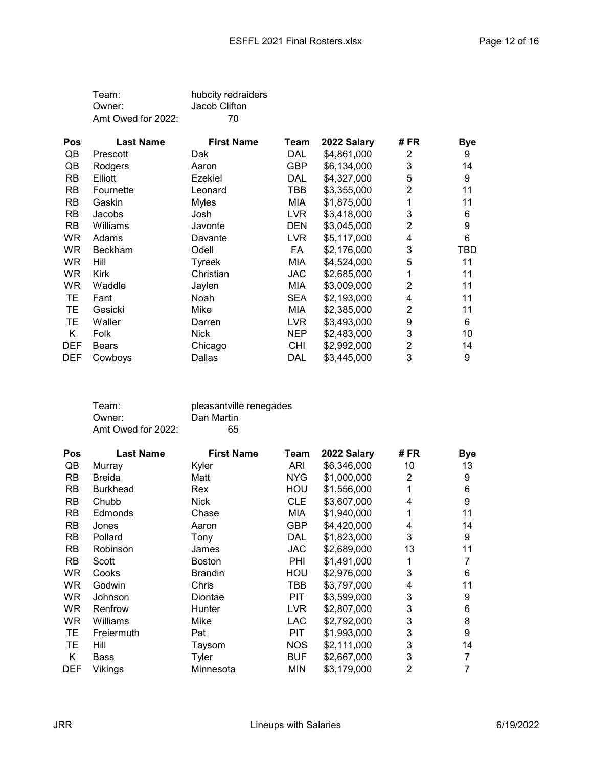Team: hubcity redraiders
Owner: Jacob Clifton
Amt Owed for 2022: 70

| Pos | Last Name | First Name | Team | 2022 Salary | # FR | Bye |
|---|---|---|---|---|---|---|
| QB | Prescott | Dak | DAL | $4,861,000 | 2 | 9 |
| QB | Rodgers | Aaron | GBP | $6,134,000 | 3 | 14 |
| RB | Elliott | Ezekiel | DAL | $4,327,000 | 5 | 9 |
| RB | Fournette | Leonard | TBB | $3,355,000 | 2 | 11 |
| RB | Gaskin | Myles | MIA | $1,875,000 | 1 | 11 |
| RB | Jacobs | Josh | LVR | $3,418,000 | 3 | 6 |
| RB | Williams | Javonte | DEN | $3,045,000 | 2 | 9 |
| WR | Adams | Davante | LVR | $5,117,000 | 4 | 6 |
| WR | Beckham | Odell | FA | $2,176,000 | 3 | TBD |
| WR | Hill | Tyreek | MIA | $4,524,000 | 5 | 11 |
| WR | Kirk | Christian | JAC | $2,685,000 | 1 | 11 |
| WR | Waddle | Jaylen | MIA | $3,009,000 | 2 | 11 |
| TE | Fant | Noah | SEA | $2,193,000 | 4 | 11 |
| TE | Gesicki | Mike | MIA | $2,385,000 | 2 | 11 |
| TE | Waller | Darren | LVR | $3,493,000 | 9 | 6 |
| K | Folk | Nick | NEP | $2,483,000 | 3 | 10 |
| DEF | Bears | Chicago | CHI | $2,992,000 | 2 | 14 |
| DEF | Cowboys | Dallas | DAL | $3,445,000 | 3 | 9 |

Team: pleasantville renegades
Owner: Dan Martin
Amt Owed for 2022: 65

| Pos | Last Name | First Name | Team | 2022 Salary | # FR | Bye |
|---|---|---|---|---|---|---|
| QB | Murray | Kyler | ARI | $6,346,000 | 10 | 13 |
| RB | Breida | Matt | NYG | $1,000,000 | 2 | 9 |
| RB | Burkhead | Rex | HOU | $1,556,000 | 1 | 6 |
| RB | Chubb | Nick | CLE | $3,607,000 | 4 | 9 |
| RB | Edmonds | Chase | MIA | $1,940,000 | 1 | 11 |
| RB | Jones | Aaron | GBP | $4,420,000 | 4 | 14 |
| RB | Pollard | Tony | DAL | $1,823,000 | 3 | 9 |
| RB | Robinson | James | JAC | $2,689,000 | 13 | 11 |
| RB | Scott | Boston | PHI | $1,491,000 | 1 | 7 |
| WR | Cooks | Brandin | HOU | $2,976,000 | 3 | 6 |
| WR | Godwin | Chris | TBB | $3,797,000 | 4 | 11 |
| WR | Johnson | Diontae | PIT | $3,599,000 | 3 | 9 |
| WR | Renfrow | Hunter | LVR | $2,807,000 | 3 | 6 |
| WR | Williams | Mike | LAC | $2,792,000 | 3 | 8 |
| TE | Freiermuth | Pat | PIT | $1,993,000 | 3 | 9 |
| TE | Hill | Taysom | NOS | $2,111,000 | 3 | 14 |
| K | Bass | Tyler | BUF | $2,667,000 | 3 | 7 |
| DEF | Vikings | Minnesota | MIN | $3,179,000 | 2 | 7 |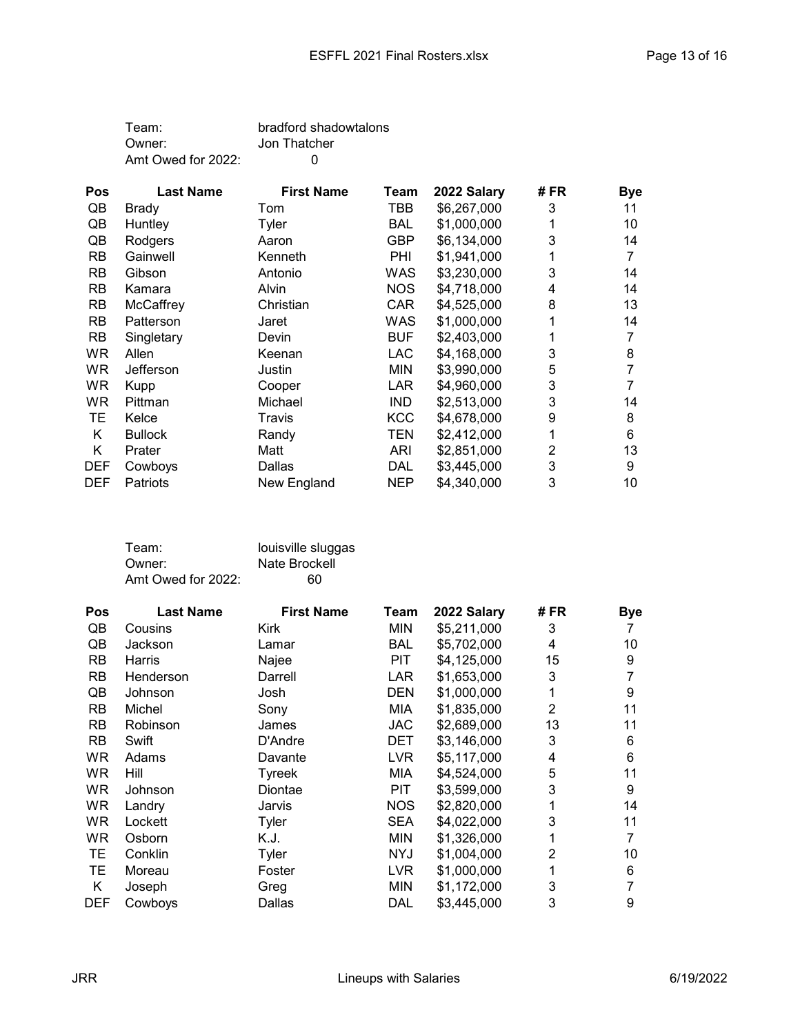Team: bradford shadowtalons
Owner: Jon Thatcher
Amt Owed for 2022: 0

| Pos | Last Name | First Name | Team | 2022 Salary | # FR | Bye |
|---|---|---|---|---|---|---|
| QB | Brady | Tom | TBB | $6,267,000 | 3 | 11 |
| QB | Huntley | Tyler | BAL | $1,000,000 | 1 | 10 |
| QB | Rodgers | Aaron | GBP | $6,134,000 | 3 | 14 |
| RB | Gainwell | Kenneth | PHI | $1,941,000 | 1 | 7 |
| RB | Gibson | Antonio | WAS | $3,230,000 | 3 | 14 |
| RB | Kamara | Alvin | NOS | $4,718,000 | 4 | 14 |
| RB | McCaffrey | Christian | CAR | $4,525,000 | 8 | 13 |
| RB | Patterson | Jaret | WAS | $1,000,000 | 1 | 14 |
| RB | Singletary | Devin | BUF | $2,403,000 | 1 | 7 |
| WR | Allen | Keenan | LAC | $4,168,000 | 3 | 8 |
| WR | Jefferson | Justin | MIN | $3,990,000 | 5 | 7 |
| WR | Kupp | Cooper | LAR | $4,960,000 | 3 | 7 |
| WR | Pittman | Michael | IND | $2,513,000 | 3 | 14 |
| TE | Kelce | Travis | KCC | $4,678,000 | 9 | 8 |
| K | Bullock | Randy | TEN | $2,412,000 | 1 | 6 |
| K | Prater | Matt | ARI | $2,851,000 | 2 | 13 |
| DEF | Cowboys | Dallas | DAL | $3,445,000 | 3 | 9 |
| DEF | Patriots | New England | NEP | $4,340,000 | 3 | 10 |

Team: louisville sluggas
Owner: Nate Brockell
Amt Owed for 2022: 60

| Pos | Last Name | First Name | Team | 2022 Salary | # FR | Bye |
|---|---|---|---|---|---|---|
| QB | Cousins | Kirk | MIN | $5,211,000 | 3 | 7 |
| QB | Jackson | Lamar | BAL | $5,702,000 | 4 | 10 |
| RB | Harris | Najee | PIT | $4,125,000 | 15 | 9 |
| RB | Henderson | Darrell | LAR | $1,653,000 | 3 | 7 |
| QB | Johnson | Josh | DEN | $1,000,000 | 1 | 9 |
| RB | Michel | Sony | MIA | $1,835,000 | 2 | 11 |
| RB | Robinson | James | JAC | $2,689,000 | 13 | 11 |
| RB | Swift | D'Andre | DET | $3,146,000 | 3 | 6 |
| WR | Adams | Davante | LVR | $5,117,000 | 4 | 6 |
| WR | Hill | Tyreek | MIA | $4,524,000 | 5 | 11 |
| WR | Johnson | Diontae | PIT | $3,599,000 | 3 | 9 |
| WR | Landry | Jarvis | NOS | $2,820,000 | 1 | 14 |
| WR | Lockett | Tyler | SEA | $4,022,000 | 3 | 11 |
| WR | Osborn | K.J. | MIN | $1,326,000 | 1 | 7 |
| TE | Conklin | Tyler | NYJ | $1,004,000 | 2 | 10 |
| TE | Moreau | Foster | LVR | $1,000,000 | 1 | 6 |
| K | Joseph | Greg | MIN | $1,172,000 | 3 | 7 |
| DEF | Cowboys | Dallas | DAL | $3,445,000 | 3 | 9 |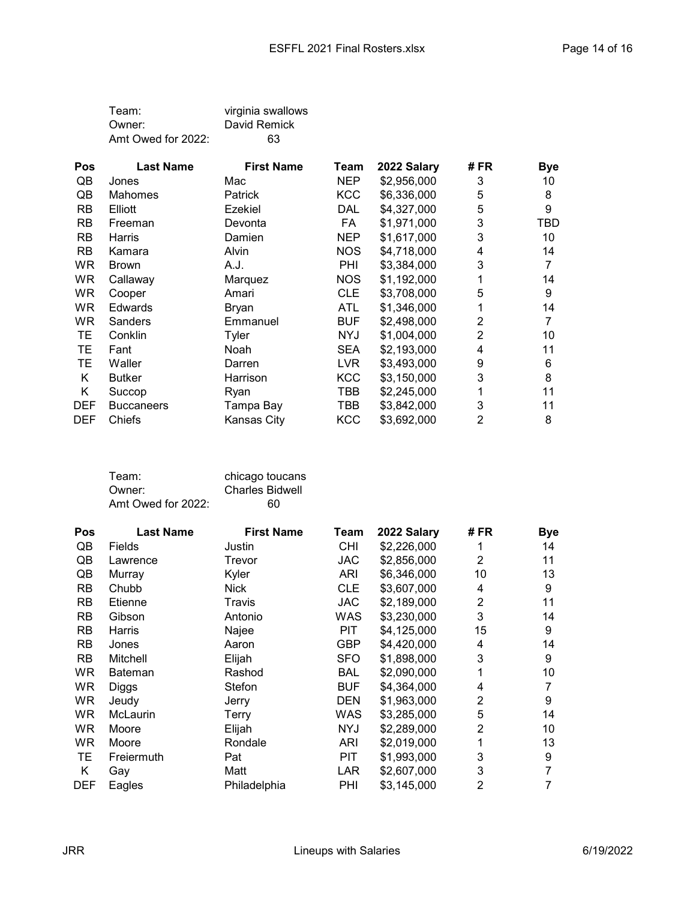Team: virginia swallows
Owner: David Remick
Amt Owed for 2022: 63

| Pos | Last Name | First Name | Team | 2022 Salary | # FR | Bye |
|---|---|---|---|---|---|---|
| QB | Jones | Mac | NEP | $2,956,000 | 3 | 10 |
| QB | Mahomes | Patrick | KCC | $6,336,000 | 5 | 8 |
| RB | Elliott | Ezekiel | DAL | $4,327,000 | 5 | 9 |
| RB | Freeman | Devonta | FA | $1,971,000 | 3 | TBD |
| RB | Harris | Damien | NEP | $1,617,000 | 3 | 10 |
| RB | Kamara | Alvin | NOS | $4,718,000 | 4 | 14 |
| WR | Brown | A.J. | PHI | $3,384,000 | 3 | 7 |
| WR | Callaway | Marquez | NOS | $1,192,000 | 1 | 14 |
| WR | Cooper | Amari | CLE | $3,708,000 | 5 | 9 |
| WR | Edwards | Bryan | ATL | $1,346,000 | 1 | 14 |
| WR | Sanders | Emmanuel | BUF | $2,498,000 | 2 | 7 |
| TE | Conklin | Tyler | NYJ | $1,004,000 | 2 | 10 |
| TE | Fant | Noah | SEA | $2,193,000 | 4 | 11 |
| TE | Waller | Darren | LVR | $3,493,000 | 9 | 6 |
| K | Butker | Harrison | KCC | $3,150,000 | 3 | 8 |
| K | Succop | Ryan | TBB | $2,245,000 | 1 | 11 |
| DEF | Buccaneers | Tampa Bay | TBB | $3,842,000 | 3 | 11 |
| DEF | Chiefs | Kansas City | KCC | $3,692,000 | 2 | 8 |

Team: chicago toucans
Owner: Charles Bidwell
Amt Owed for 2022: 60

| Pos | Last Name | First Name | Team | 2022 Salary | # FR | Bye |
|---|---|---|---|---|---|---|
| QB | Fields | Justin | CHI | $2,226,000 | 1 | 14 |
| QB | Lawrence | Trevor | JAC | $2,856,000 | 2 | 11 |
| QB | Murray | Kyler | ARI | $6,346,000 | 10 | 13 |
| RB | Chubb | Nick | CLE | $3,607,000 | 4 | 9 |
| RB | Etienne | Travis | JAC | $2,189,000 | 2 | 11 |
| RB | Gibson | Antonio | WAS | $3,230,000 | 3 | 14 |
| RB | Harris | Najee | PIT | $4,125,000 | 15 | 9 |
| RB | Jones | Aaron | GBP | $4,420,000 | 4 | 14 |
| RB | Mitchell | Elijah | SFO | $1,898,000 | 3 | 9 |
| WR | Bateman | Rashod | BAL | $2,090,000 | 1 | 10 |
| WR | Diggs | Stefon | BUF | $4,364,000 | 4 | 7 |
| WR | Jeudy | Jerry | DEN | $1,963,000 | 2 | 9 |
| WR | McLaurin | Terry | WAS | $3,285,000 | 5 | 14 |
| WR | Moore | Elijah | NYJ | $2,289,000 | 2 | 10 |
| WR | Moore | Rondale | ARI | $2,019,000 | 1 | 13 |
| TE | Freiermuth | Pat | PIT | $1,993,000 | 3 | 9 |
| K | Gay | Matt | LAR | $2,607,000 | 3 | 7 |
| DEF | Eagles | Philadelphia | PHI | $3,145,000 | 2 | 7 |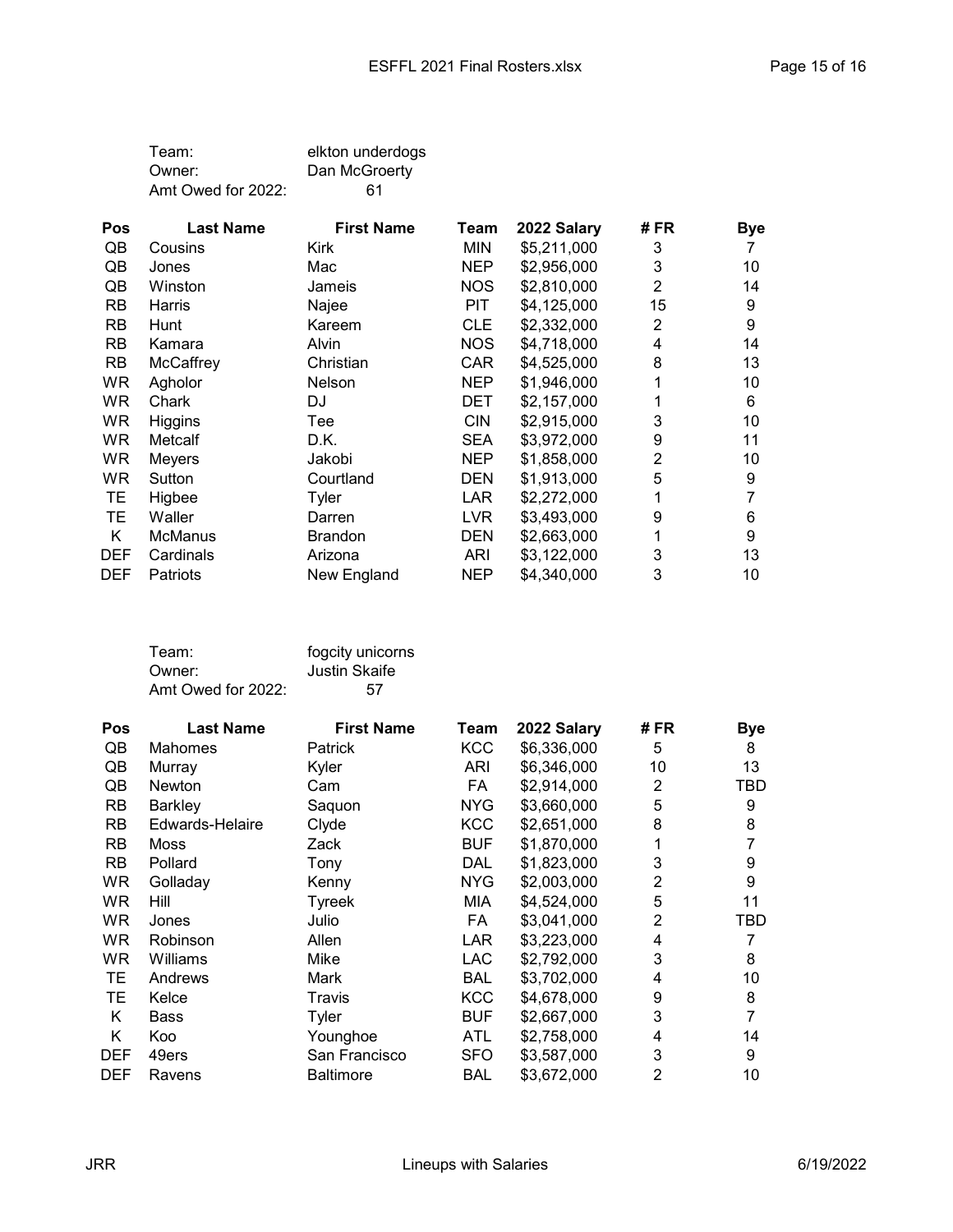Team: elkton underdogs
Owner: Dan McGroerty
Amt Owed for 2022: 61

| Pos | Last Name | First Name | Team | 2022 Salary | # FR | Bye |
|---|---|---|---|---|---|---|
| QB | Cousins | Kirk | MIN | $5,211,000 | 3 | 7 |
| QB | Jones | Mac | NEP | $2,956,000 | 3 | 10 |
| QB | Winston | Jameis | NOS | $2,810,000 | 2 | 14 |
| RB | Harris | Najee | PIT | $4,125,000 | 15 | 9 |
| RB | Hunt | Kareem | CLE | $2,332,000 | 2 | 9 |
| RB | Kamara | Alvin | NOS | $4,718,000 | 4 | 14 |
| RB | McCaffrey | Christian | CAR | $4,525,000 | 8 | 13 |
| WR | Agholor | Nelson | NEP | $1,946,000 | 1 | 10 |
| WR | Chark | DJ | DET | $2,157,000 | 1 | 6 |
| WR | Higgins | Tee | CIN | $2,915,000 | 3 | 10 |
| WR | Metcalf | D.K. | SEA | $3,972,000 | 9 | 11 |
| WR | Meyers | Jakobi | NEP | $1,858,000 | 2 | 10 |
| WR | Sutton | Courtland | DEN | $1,913,000 | 5 | 9 |
| TE | Higbee | Tyler | LAR | $2,272,000 | 1 | 7 |
| TE | Waller | Darren | LVR | $3,493,000 | 9 | 6 |
| K | McManus | Brandon | DEN | $2,663,000 | 1 | 9 |
| DEF | Cardinals | Arizona | ARI | $3,122,000 | 3 | 13 |
| DEF | Patriots | New England | NEP | $4,340,000 | 3 | 10 |

Team: fogcity unicorns
Owner: Justin Skaife
Amt Owed for 2022: 57

| Pos | Last Name | First Name | Team | 2022 Salary | # FR | Bye |
|---|---|---|---|---|---|---|
| QB | Mahomes | Patrick | KCC | $6,336,000 | 5 | 8 |
| QB | Murray | Kyler | ARI | $6,346,000 | 10 | 13 |
| QB | Newton | Cam | FA | $2,914,000 | 2 | TBD |
| RB | Barkley | Saquon | NYG | $3,660,000 | 5 | 9 |
| RB | Edwards-Helaire | Clyde | KCC | $2,651,000 | 8 | 8 |
| RB | Moss | Zack | BUF | $1,870,000 | 1 | 7 |
| RB | Pollard | Tony | DAL | $1,823,000 | 3 | 9 |
| WR | Golladay | Kenny | NYG | $2,003,000 | 2 | 9 |
| WR | Hill | Tyreek | MIA | $4,524,000 | 5 | 11 |
| WR | Jones | Julio | FA | $3,041,000 | 2 | TBD |
| WR | Robinson | Allen | LAR | $3,223,000 | 4 | 7 |
| WR | Williams | Mike | LAC | $2,792,000 | 3 | 8 |
| TE | Andrews | Mark | BAL | $3,702,000 | 4 | 10 |
| TE | Kelce | Travis | KCC | $4,678,000 | 9 | 8 |
| K | Bass | Tyler | BUF | $2,667,000 | 3 | 7 |
| K | Koo | Younghoe | ATL | $2,758,000 | 4 | 14 |
| DEF | 49ers | San Francisco | SFO | $3,587,000 | 3 | 9 |
| DEF | Ravens | Baltimore | BAL | $3,672,000 | 2 | 10 |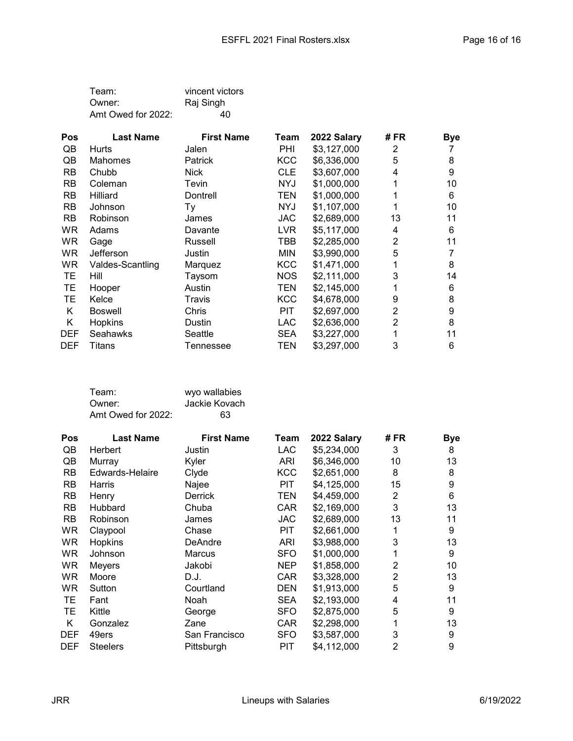Team: vincent victors
Owner: Raj Singh
Amt Owed for 2022: 40

| Pos | Last Name | First Name | Team | 2022 Salary | # FR | Bye |
|---|---|---|---|---|---|---|
| QB | Hurts | Jalen | PHI | $3,127,000 | 2 | 7 |
| QB | Mahomes | Patrick | KCC | $6,336,000 | 5 | 8 |
| RB | Chubb | Nick | CLE | $3,607,000 | 4 | 9 |
| RB | Coleman | Tevin | NYJ | $1,000,000 | 1 | 10 |
| RB | Hilliard | Dontrell | TEN | $1,000,000 | 1 | 6 |
| RB | Johnson | Ty | NYJ | $1,107,000 | 1 | 10 |
| RB | Robinson | James | JAC | $2,689,000 | 13 | 11 |
| WR | Adams | Davante | LVR | $5,117,000 | 4 | 6 |
| WR | Gage | Russell | TBB | $2,285,000 | 2 | 11 |
| WR | Jefferson | Justin | MIN | $3,990,000 | 5 | 7 |
| WR | Valdes-Scantling | Marquez | KCC | $1,471,000 | 1 | 8 |
| TE | Hill | Taysom | NOS | $2,111,000 | 3 | 14 |
| TE | Hooper | Austin | TEN | $2,145,000 | 1 | 6 |
| TE | Kelce | Travis | KCC | $4,678,000 | 9 | 8 |
| K | Boswell | Chris | PIT | $2,697,000 | 2 | 9 |
| K | Hopkins | Dustin | LAC | $2,636,000 | 2 | 8 |
| DEF | Seahawks | Seattle | SEA | $3,227,000 | 1 | 11 |
| DEF | Titans | Tennessee | TEN | $3,297,000 | 3 | 6 |

Team: wyo wallabies
Owner: Jackie Kovach
Amt Owed for 2022: 63

| Pos | Last Name | First Name | Team | 2022 Salary | # FR | Bye |
|---|---|---|---|---|---|---|
| QB | Herbert | Justin | LAC | $5,234,000 | 3 | 8 |
| QB | Murray | Kyler | ARI | $6,346,000 | 10 | 13 |
| RB | Edwards-Helaire | Clyde | KCC | $2,651,000 | 8 | 8 |
| RB | Harris | Najee | PIT | $4,125,000 | 15 | 9 |
| RB | Henry | Derrick | TEN | $4,459,000 | 2 | 6 |
| RB | Hubbard | Chuba | CAR | $2,169,000 | 3 | 13 |
| RB | Robinson | James | JAC | $2,689,000 | 13 | 11 |
| WR | Claypool | Chase | PIT | $2,661,000 | 1 | 9 |
| WR | Hopkins | DeAndre | ARI | $3,988,000 | 3 | 13 |
| WR | Johnson | Marcus | SFO | $1,000,000 | 1 | 9 |
| WR | Meyers | Jakobi | NEP | $1,858,000 | 2 | 10 |
| WR | Moore | D.J. | CAR | $3,328,000 | 2 | 13 |
| WR | Sutton | Courtland | DEN | $1,913,000 | 5 | 9 |
| TE | Fant | Noah | SEA | $2,193,000 | 4 | 11 |
| TE | Kittle | George | SFO | $2,875,000 | 5 | 9 |
| K | Gonzalez | Zane | CAR | $2,298,000 | 1 | 13 |
| DEF | 49ers | San Francisco | SFO | $3,587,000 | 3 | 9 |
| DEF | Steelers | Pittsburgh | PIT | $4,112,000 | 2 | 9 |